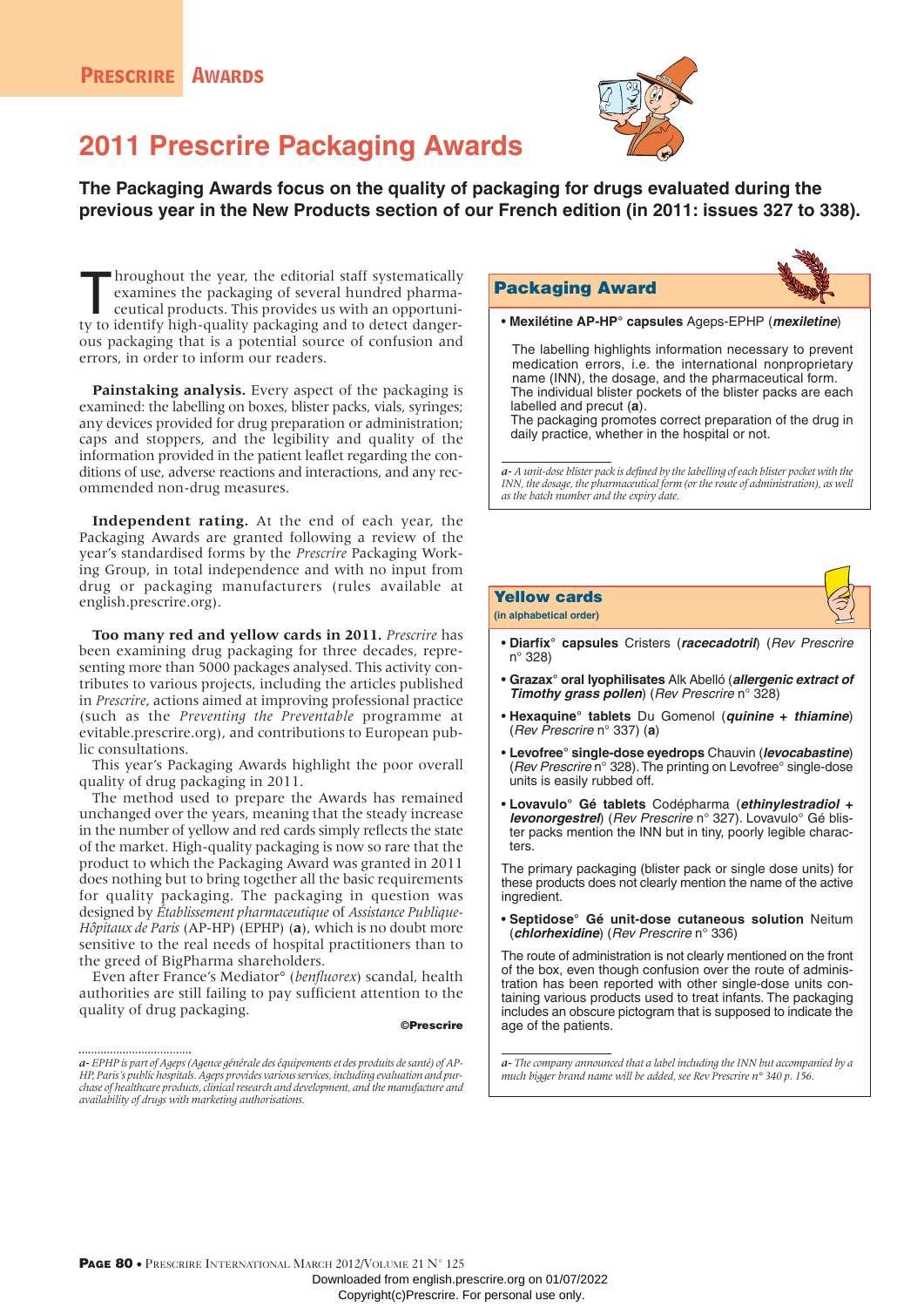PRESCRIRE AWARDS

# 2011 Prescrire Packaging Awards

**The Packaging Awards focus on the quality of packaging for drugs evaluated during the previous year in the New Products section of our French edition (in 2011: issues 327 to 338).**

Throughout the year, the editorial staff systematically examines the packaging of several hundred pharmaceutical products. This provides us with an opportunity to identify high-quality packaging and to detect dangerous packaging that is a potential source of confusion and errors, in order to inform our readers.

**Painstaking analysis.** Every aspect of the packaging is examined: the labelling on boxes, blister packs, vials, syringes; any devices provided for drug preparation or administration; caps and stoppers, and the legibility and quality of the information provided in the patient leaflet regarding the conditions of use, adverse reactions and interactions, and any recommended non-drug measures.

**Independent rating.** At the end of each year, the Packaging Awards are granted following a review of the year's standardised forms by the *Prescrire* Packaging Working Group, in total independence and with no input from drug or packaging manufacturers (rules available at english.prescrire.org).

**Too many red and yellow cards in 2011.** *Prescrire* has been examining drug packaging for three decades, representing more than 5000 packages analysed. This activity contributes to various projects, including the articles published in *Prescrire*, actions aimed at improving professional practice (such as the *Preventing the Preventable* programme at evitable.prescrire.org), and contributions to European public consultations.

This year's Packaging Awards highlight the poor overall quality of drug packaging in 2011.

The method used to prepare the Awards has remained unchanged over the years, meaning that the steady increase in the number of yellow and red cards simply reflects the state of the market. High-quality packaging is now so rare that the product to which the Packaging Award was granted in 2011 does nothing but to bring together all the basic requirements for quality packaging. The packaging in question was designed by *Établissement pharmaceutique* of *Assistance Publique-Hôpitaux de Paris* (AP-HP) (EPHP) (**a**), which is no doubt more sensitive to the real needs of hospital practitioners than to the greed of BigPharma shareholders.

Even after France's Mediator° (*benfluorex*) scandal, health authorities are still failing to pay sufficient attention to the quality of drug packaging.

**©Prescrire**

*a- EPHP is part of Ageps (Agence générale des équipements et des produits de santé) of AP-HP, Paris's public hospitals. Ageps provides various services, including evaluation and purchase of healthcare products, clinical research and development, and the manufacture and availability of drugs with marketing authorisations.*

## Packaging Award

- **Mexilétine AP-HP° capsules** Ageps-EPHP (***mexiletine***)

The labelling highlights information necessary to prevent medication errors, i.e. the international nonproprietary name (INN), the dosage, and the pharmaceutical form. The individual blister pockets of the blister packs are each labelled and precut (**a**).

The packaging promotes correct preparation of the drug in daily practice, whether in the hospital or not.

*a- A unit-dose blister pack is defined by the labelling of each blister pocket with the INN, the dosage, the pharmaceutical form (or the route of administration), as well as the batch number and the expiry date.*

## Yellow cards

**(in alphabetical order)**

- **Diarfix° capsules** Cristers (***racecadotril***) (*Rev Prescrire* n° 328)
- **Grazax° oral lyophilisates** Alk Abelló (***allergenic extract of Timothy grass pollen***) (*Rev Prescrire* n° 328)
- **Hexaquine° tablets** Du Gomenol (***quinine*** **+** ***thiamine***) (*Rev Prescrire* n° 337) (**a**)
- **Levofree° single-dose eyedrops** Chauvin (***levocabastine***) (*Rev Prescrire* n° 328). The printing on Levofree° single-dose units is easily rubbed off.
- **Lovavulo° Gé tablets** Codépharma (***ethinylestradiol + levonorgestrel***) (*Rev Prescrire* n° 327). Lovavulo° Gé blister packs mention the INN but in tiny, poorly legible characters.

The primary packaging (blister pack or single dose units) for these products does not clearly mention the name of the active ingredient.

- **Septidose° Gé unit-dose cutaneous solution** Neitum (***chlorhexidine***) (*Rev Prescrire* n° 336)

The route of administration is not clearly mentioned on the front of the box, even though confusion over the route of administration has been reported with other single-dose units containing various products used to treat infants. The packaging includes an obscure pictogram that is supposed to indicate the age of the patients.

*a- The company announced that a label including the INN but accompanied by a much bigger brand name will be added, see Rev Prescrire n° 340 p. 156.*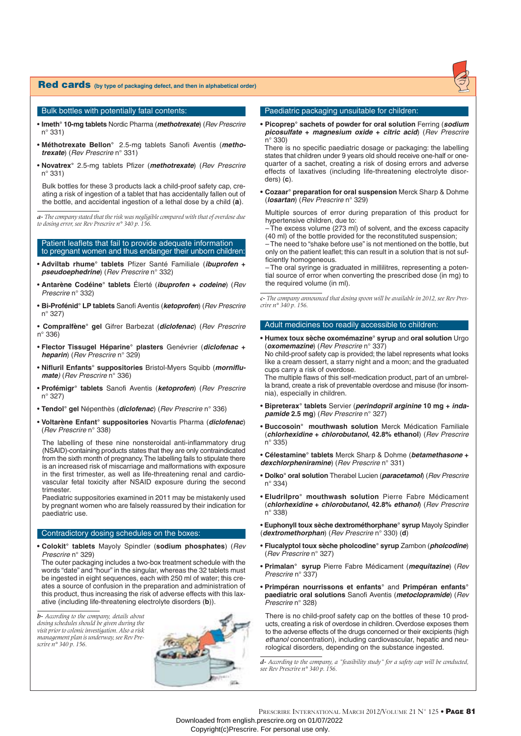## Red cards (by type of packaging defect, and then in alphabetical order)

### Bulk bottles with potentially fatal contents:

- **Imeth° 10-mg tablets** Nordic Pharma (***methotrexate***) (*Rev Prescrire* n° 331)
- **Méthotrexate Bellon°** 2.5-mg tablets Sanofi Aventis (***methotrexate***) (*Rev Prescrire* n° 331)
- **Novatrex°** 2.5-mg tablets Pfizer (***methotrexate***) (*Rev Prescrire* n° 331)

Bulk bottles for these 3 products lack a child-proof safety cap, creating a risk of ingestion of a tablet that has accidentally fallen out of the bottle, and accidental ingestion of a lethal dose by a child (**a**).

*a- The company stated that the risk was negligible compared with that of overdose due to dosing error, see Rev Prescrire n° 340 p. 156.*

### Patient leaflets that fail to provide adequate information to pregnant women and thus endanger their unborn children:

- **Adviltab rhume° tablets** Pfizer Santé Familiale (***ibuprofen + pseudoephedrine***) (*Rev Prescrire* n° 332)
- **Antarène Codéine° tablets** Élerté (***ibuprofen + codeine***) (*Rev Prescrire* n° 332)
- **Bi-Profénid° LP tablets** Sanofi Aventis (***ketoprofen***) (*Rev Prescrire* n° 327)
- **Compralfène° gel** Gifrer Barbezat (***diclofenac***) (*Rev Prescrire* n° 336)
- **Flector Tissugel Héparine° plasters** Genévrier (***diclofenac + heparin***) (*Rev Prescrire* n° 329)
- **Nifluril Enfants° suppositories** Bristol-Myers Squibb (***morniflumate***) (*Rev Prescrire* n° 336)
- **Profémigr° tablets** Sanofi Aventis (***ketoprofen***) (*Rev Prescrire* n° 327)
- **Tendol° gel** Népenthès (***diclofenac***) (*Rev Prescrire* n° 336)
- **Voltarène Enfant° suppositories** Novartis Pharma (***diclofenac***) (*Rev Prescrire* n° 338)

The labelling of these nine nonsteroidal anti-inflammatory drug (NSAID)-containing products states that they are only contraindicated from the sixth month of pregnancy. The labelling fails to stipulate there is an increased risk of miscarriage and malformations with exposure in the first trimester, as well as life-threatening renal and cardiovascular fetal toxicity after NSAID exposure during the second trimester.

Paediatric suppositories examined in 2011 may be mistakenly used by pregnant women who are falsely reassured by their indication for paediatric use.

### Contradictory dosing schedules on the boxes:

- **Colokit° tablets** Mayoly Spindler (**sodium phosphates**) (*Rev Prescrire* n° 329)

  The outer packaging includes a two-box treatment schedule with the words "date" and "hour" in the singular, whereas the 32 tablets must be ingested in eight sequences, each with 250 ml of water; this creates a source of confusion in the preparation and administration of this product, thus increasing the risk of adverse effects with this laxative (including life-threatening electrolyte disorders (**b**)).

*b- According to the company, details about dosing schedules should be given during the visit prior to colonic investigation. Also a risk management plan is underway, see Rev Prescrire n° 340 p. 156.*

### Paediatric packaging unsuitable for children:

- **Picoprep° sachets of powder for oral solution** Ferring (***sodium picosulfate + magnesium oxide + citric acid***) (*Rev Prescrire* n° 330)

  There is no specific paediatric dosage or packaging: the labelling states that children under 9 years old should receive one-half or one-quarter of a sachet, creating a risk of dosing errors and adverse effects of laxatives (including life-threatening electrolyte disorders) (**c**).

- **Cozaar° preparation for oral suspension** Merck Sharp & Dohme (***losartan***) (*Rev Prescrire* n° 329)

Multiple sources of error during preparation of this product for hypertensive children, due to:

– The excess volume (273 ml) of solvent, and the excess capacity (40 ml) of the bottle provided for the reconstituted suspension;

– The need to "shake before use" is not mentioned on the bottle, but only on the patient leaflet; this can result in a solution that is not sufficiently homogeneous.

– The oral syringe is graduated in millilitres, representing a potential source of error when converting the prescribed dose (in mg) to the required volume (in ml).

*c- The company announced that dosing spoon will be available in 2012, see Rev Prescrire n° 340 p. 156.*

### Adult medicines too readily accessible to children:

- **Humex toux sèche oxomémazine° syrup** and **oral solution** Urgo (***oxomemazine***) (*Rev Prescrire* n° 337)

  No child-proof safety cap is provided; the label represents what looks like a cream dessert, a starry night and a moon; and the graduated cups carry a risk of overdose.

  The multiple flaws of this self-medication product, part of an umbrella brand, create a risk of preventable overdose and misuse (for insomnia), especially in children.

- **Bipreterax° tablets** Servier (***perindopril arginine* 10 mg + *indapamide* 2.5 mg**) (*Rev Prescrire* n° 327)
- **Buccosoin° mouthwash solution** Merck Médication Familiale (***chlorhexidine + chlorobutanol*, 42.8% ethanol**) (*Rev Prescrire* n° 335)
- **Célestamine° tablets** Merck Sharp & Dohme (***betamethasone + dexchlorpheniramine***) (*Rev Prescrire* n° 331)
- **Dolko° oral solution** Therabel Lucien (***paracetamol***) (*Rev Prescrire* n° 334)
- **Eludrilpro° mouthwash solution** Pierre Fabre Médicament (***chlorhexidine + chlorobutanol*, 42.8% *ethanol***) (*Rev Prescrire* n° 338)
- **Euphonyll toux sèche dextrométhorphane° syrup** Mayoly Spindler (***dextromethorphan***) (*Rev Prescrire* n° 330) (**d**)
- **Flucalyptol toux sèche pholcodine° syrup** Zambon (***pholcodine***) (*Rev Prescrire* n° 327)
- **Primalan° syrup** Pierre Fabre Médicament (***mequitazine***) (*Rev Prescrire* n° 337)
- **Primpéran nourrissons et enfants°** and **Primpéran enfants° paediatric oral solutions** Sanofi Aventis (***metoclopramide***) (*Rev Prescrire* n° 328)

There is no child-proof safety cap on the bottles of these 10 products, creating a risk of overdose in children. Overdose exposes them to the adverse effects of the drugs concerned or their excipients (high *ethanol* concentration), including cardiovascular, hepatic and neurological disorders, depending on the substance ingested.

*d- According to the company, a "feasibility study" for a safety cap will be conducted, see Rev Prescrire n° 340 p. 156.*